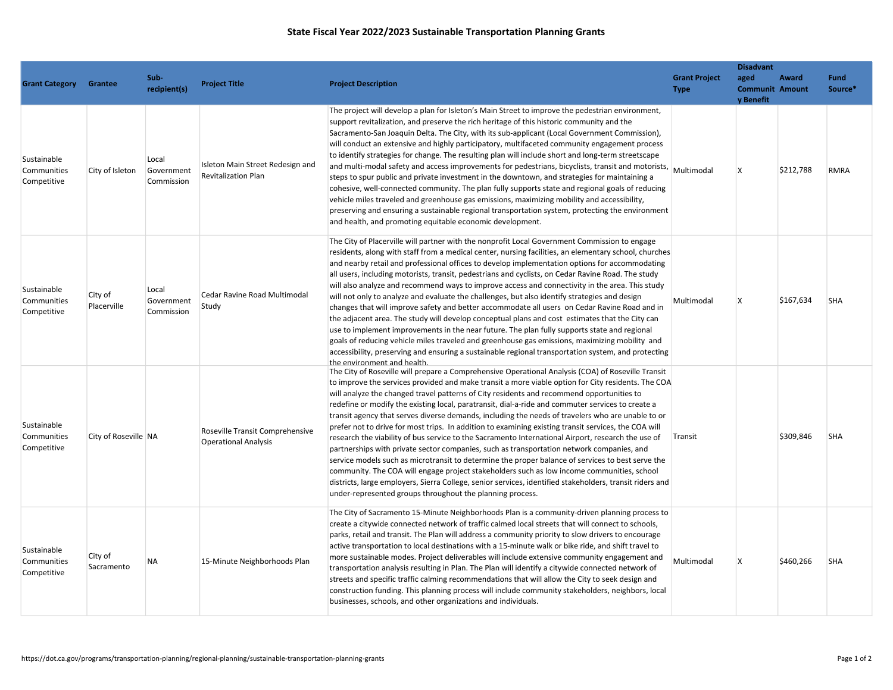# State Fiscal Year 2022/2023 Sustainable Transportation Planning Grants

| Grant Category | Grantee | Sub-recipient(s) | Project Title | Project Description | Grant Project Type | Disadvantaged Community Benefit | Award Amount | Fund Source* |
|---|---|---|---|---|---|---|---|---|
| Sustainable Communities Competitive | City of Isleton | Local Government Commission | Isleton Main Street Redesign and Revitalization Plan | The project will develop a plan for Isleton's Main Street to improve the pedestrian environment, support revitalization, and preserve the rich heritage of this historic community and the Sacramento-San Joaquin Delta. The City, with its sub-applicant (Local Government Commission), will conduct an extensive and highly participatory, multifaceted community engagement process to identify strategies for change. The resulting plan will include short and long-term streetscape and multi-modal safety and access improvements for pedestrians, bicyclists, transit and motorists, steps to spur public and private investment in the downtown, and strategies for maintaining a cohesive, well-connected community. The plan fully supports state and regional goals of reducing vehicle miles traveled and greenhouse gas emissions, maximizing mobility and accessibility, preserving and ensuring a sustainable regional transportation system, protecting the environment and health, and promoting equitable economic development. | Multimodal | X | $212,788 | RMRA |
| Sustainable Communities Competitive | City of Placerville | Local Government Commission | Cedar Ravine Road Multimodal Study | The City of Placerville will partner with the nonprofit Local Government Commission to engage residents, along with staff from a medical center, nursing facilities, an elementary school, churches and nearby retail and professional offices to develop implementation options for accommodating all users, including motorists, transit, pedestrians and cyclists, on Cedar Ravine Road. The study will also analyze and recommend ways to improve access and connectivity in the area. This study will not only to analyze and evaluate the challenges, but also identify strategies and design changes that will improve safety and better accommodate all users on Cedar Ravine Road and in the adjacent area. The study will develop conceptual plans and cost estimates that the City can use to implement improvements in the near future. The plan fully supports state and regional goals of reducing vehicle miles traveled and greenhouse gas emissions, maximizing mobility and accessibility, preserving and ensuring a sustainable regional transportation system, and protecting the environment and health. | Multimodal | X | $167,634 | SHA |
| Sustainable Communities Competitive | City of Roseville | NA | Roseville Transit Comprehensive Operational Analysis | The City of Roseville will prepare a Comprehensive Operational Analysis (COA) of Roseville Transit to improve the services provided and make transit a more viable option for City residents. The COA will analyze the changed travel patterns of City residents and recommend opportunities to redefine or modify the existing local, paratransit, dial-a-ride and commuter services to create a transit agency that serves diverse demands, including the needs of travelers who are unable to or prefer not to drive for most trips. In addition to examining existing transit services, the COA will research the viability of bus service to the Sacramento International Airport, research the use of partnerships with private sector companies, such as transportation network companies, and service models such as microtransit to determine the proper balance of services to best serve the community. The COA will engage project stakeholders such as low income communities, school districts, large employers, Sierra College, senior services, identified stakeholders, transit riders and under-represented groups throughout the planning process. | Transit | | $309,846 | SHA |
| Sustainable Communities Competitive | City of Sacramento | NA | 15-Minute Neighborhoods Plan | The City of Sacramento 15-Minute Neighborhoods Plan is a community-driven planning process to create a citywide connected network of traffic calmed local streets that will connect to schools, parks, retail and transit. The Plan will address a community priority to slow drivers to encourage active transportation to local destinations with a 15-minute walk or bike ride, and shift travel to more sustainable modes. Project deliverables will include extensive community engagement and transportation analysis resulting in Plan. The Plan will identify a citywide connected network of streets and specific traffic calming recommendations that will allow the City to seek design and construction funding. This planning process will include community stakeholders, neighbors, local businesses, schools, and other organizations and individuals. | Multimodal | X | $460,266 | SHA |

https://dot.ca.gov/programs/transportation-planning/regional-planning/sustainable-transportation-planning-grants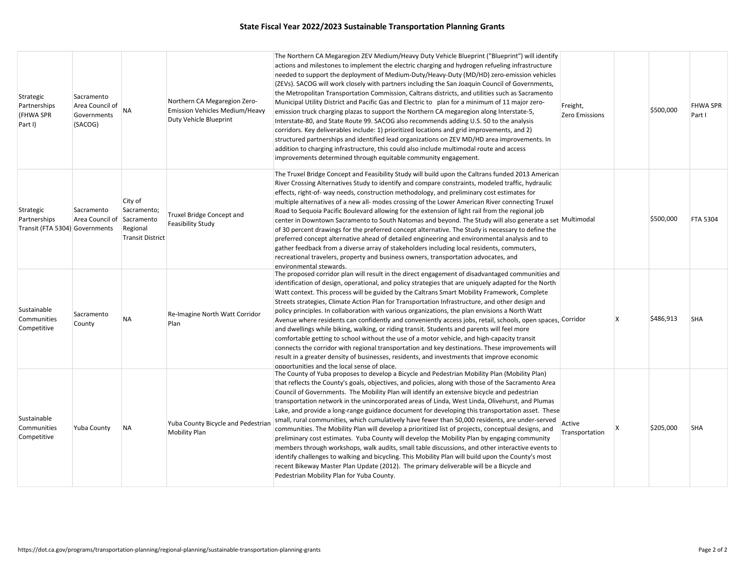# State Fiscal Year 2022/2023 Sustainable Transportation Planning Grants

| | | | | | | | | |
|---|---|---|---|---|---|---|---|---|
| Strategic Partnerships (FHWA SPR Part I) | Sacramento Area Council of Governments (SACOG) | NA | Northern CA Megaregion Zero-Emission Vehicles Medium/Heavy Duty Vehicle Blueprint | The Northern CA Megaregion ZEV Medium/Heavy Duty Vehicle Blueprint ("Blueprint") will identify actions and milestones to implement the electric charging and hydrogen refueling infrastructure needed to support the deployment of Medium-Duty/Heavy-Duty (MD/HD) zero-emission vehicles (ZEVs). SACOG will work closely with partners including the San Joaquin Council of Governments, the Metropolitan Transportation Commission, Caltrans districts, and utilities such as Sacramento Municipal Utility District and Pacific Gas and Electric to plan for a minimum of 11 major zero-emission truck charging plazas to support the Northern CA megaregion along Interstate-5, Interstate-80, and State Route 99. SACOG also recommends adding U.S. 50 to the analysis corridors. Key deliverables include: 1) prioritized locations and grid improvements, and 2) structured partnerships and identified lead organizations on ZEV MD/HD area improvements. In addition to charging infrastructure, this could also include multimodal route and access improvements determined through equitable community engagement. | Freight, Zero Emissions | | $500,000 | FHWA SPR Part I |
| Strategic Partnerships Transit (FTA 5304) | Sacramento Area Council of Governments | City of Sacramento; Sacramento Regional Transit District | Truxel Bridge Concept and Feasibility Study | The Truxel Bridge Concept and Feasibility Study will build upon the Caltrans funded 2013 American River Crossing Alternatives Study to identify and compare constraints, modeled traffic, hydraulic effects, right-of- way needs, construction methodology, and preliminary cost estimates for multiple alternatives of a new all- modes crossing of the Lower American River connecting Truxel Road to Sequoia Pacific Boulevard allowing for the extension of light rail from the regional job center in Downtown Sacramento to South Natomas and beyond. The Study will also generate a set of 30 percent drawings for the preferred concept alternative. The Study is necessary to define the preferred concept alternative ahead of detailed engineering and environmental analysis and to gather feedback from a diverse array of stakeholders including local residents, commuters, recreational travelers, property and business owners, transportation advocates, and environmental stewards. | Multimodal | | $500,000 | FTA 5304 |
| Sustainable Communities Competitive | Sacramento County | NA | Re-Imagine North Watt Corridor Plan | The proposed corridor plan will result in the direct engagement of disadvantaged communities and identification of design, operational, and policy strategies that are uniquely adapted for the North Watt context. This process will be guided by the Caltrans Smart Mobility Framework, Complete Streets strategies, Climate Action Plan for Transportation Infrastructure, and other design and policy principles. In collaboration with various organizations, the plan envisions a North Watt Avenue where residents can confidently and conveniently access jobs, retail, schools, open spaces, and dwellings while biking, walking, or riding transit. Students and parents will feel more comfortable getting to school without the use of a motor vehicle, and high-capacity transit connects the corridor with regional transportation and key destinations. These improvements will result in a greater density of businesses, residents, and investments that improve economic opportunities and the local sense of place. | Corridor | X | $486,913 | SHA |
| Sustainable Communities Competitive | Yuba County | NA | Yuba County Bicycle and Pedestrian Mobility Plan | The County of Yuba proposes to develop a Bicycle and Pedestrian Mobility Plan (Mobility Plan) that reflects the County's goals, objectives, and policies, along with those of the Sacramento Area Council of Governments. The Mobility Plan will identify an extensive bicycle and pedestrian transportation network in the unincorporated areas of Linda, West Linda, Olivehurst, and Plumas Lake, and provide a long-range guidance document for developing this transportation asset. These small, rural communities, which cumulatively have fewer than 50,000 residents, are under-served communities. The Mobility Plan will develop a prioritized list of projects, conceptual designs, and preliminary cost estimates. Yuba County will develop the Mobility Plan by engaging community members through workshops, walk audits, small table discussions, and other interactive events to identify challenges to walking and bicycling. This Mobility Plan will build upon the County's most recent Bikeway Master Plan Update (2012). The primary deliverable will be a Bicycle and Pedestrian Mobility Plan for Yuba County. | Active Transportation | X | $205,000 | SHA |

https://dot.ca.gov/programs/transportation-planning/regional-planning/sustainable-transportation-planning-grants